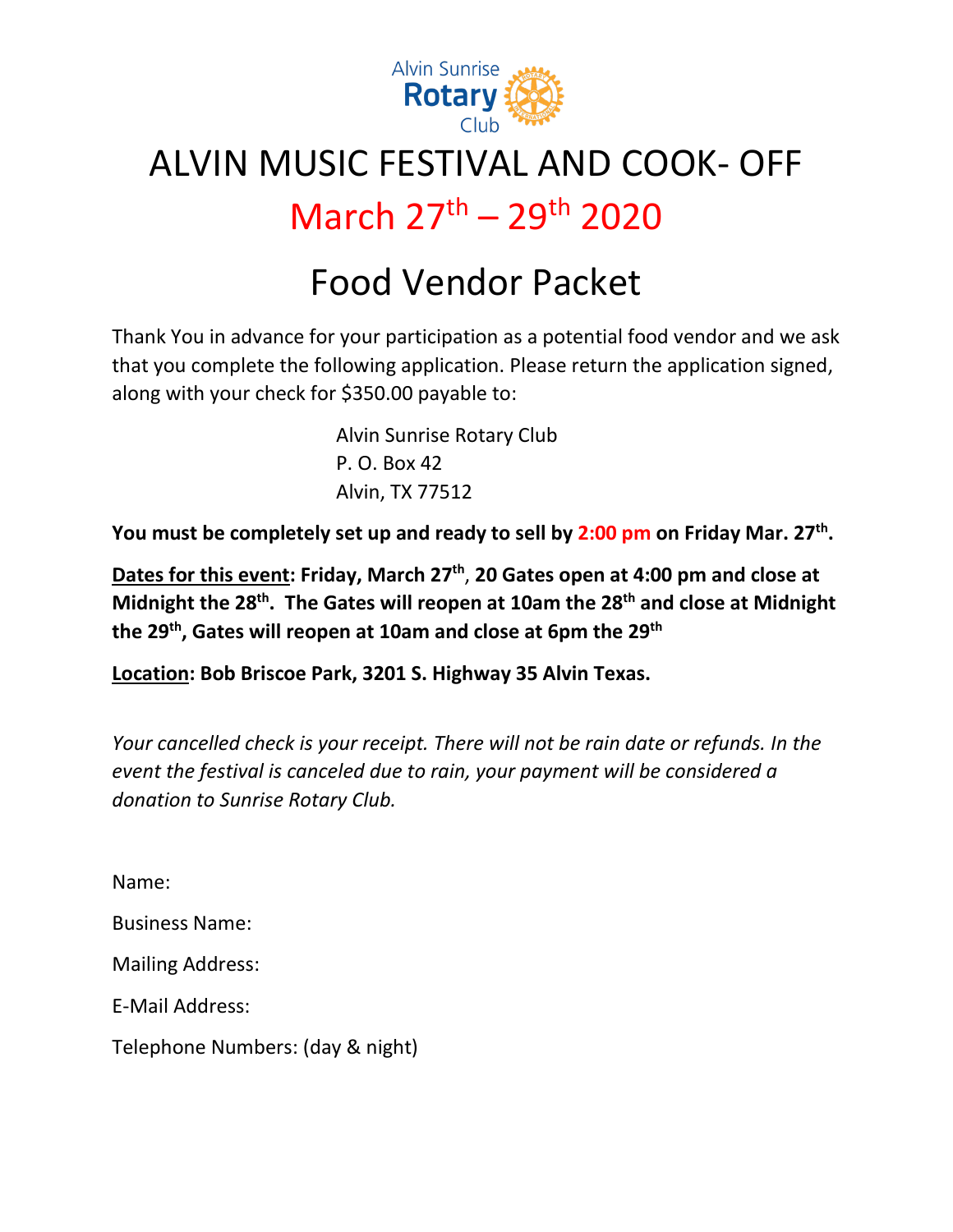Alvin Sunrise Rotary Club

# ALVIN MUSIC FESTIVAL AND COOK- OFF

## March 27th – 29th 2020

## Food Vendor Packet

Thank You in advance for your participation as a potential food vendor and we ask that you complete the following application. Please return the application signed, along with your check for $350.00 payable to:

Alvin Sunrise Rotary Club
P. O. Box 42
Alvin, TX 77512

**You must be completely set up and ready to sell by 2:00 pm on Friday Mar. 27th.**

**Dates for this event: Friday, March 27th, 20 Gates open at 4:00 pm and close at Midnight the 28th. The Gates will reopen at 10am the 28th and close at Midnight the 29th, Gates will reopen at 10am and close at 6pm the 29th**

**Location: Bob Briscoe Park, 3201 S. Highway 35 Alvin Texas.**

*Your cancelled check is your receipt. There will not be rain date or refunds. In the event the festival is canceled due to rain, your payment will be considered a donation to Sunrise Rotary Club.*

Name:

Business Name:

Mailing Address:

E-Mail Address:

Telephone Numbers: (day & night)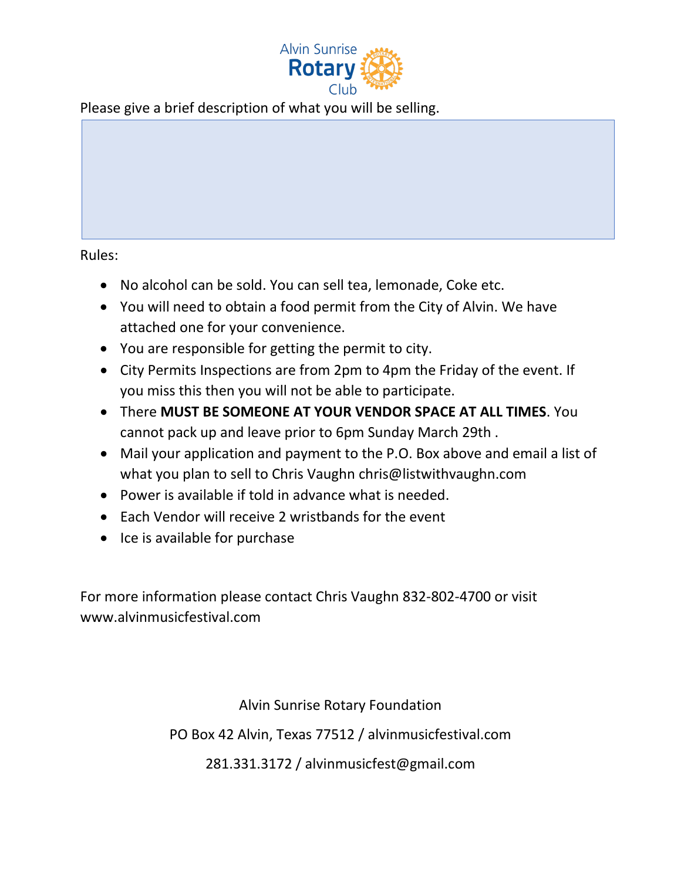Please give a brief description of what you will be selling.

Rules:

- No alcohol can be sold. You can sell tea, lemonade, Coke etc.
- You will need to obtain a food permit from the City of Alvin. We have attached one for your convenience.
- You are responsible for getting the permit to city.
- City Permits Inspections are from 2pm to 4pm the Friday of the event. If you miss this then you will not be able to participate.
- There **MUST BE SOMEONE AT YOUR VENDOR SPACE AT ALL TIMES**. You cannot pack up and leave prior to 6pm Sunday March 29th .
- Mail your application and payment to the P.O. Box above and email a list of what you plan to sell to Chris Vaughn chris@listwithvaughn.com
- Power is available if told in advance what is needed.
- Each Vendor will receive 2 wristbands for the event
- Ice is available for purchase

For more information please contact Chris Vaughn 832-802-4700 or visit www.alvinmusicfestival.com

Alvin Sunrise Rotary Foundation

PO Box 42 Alvin, Texas 77512 / alvinmusicfestival.com

281.331.3172 / alvinmusicfest@gmail.com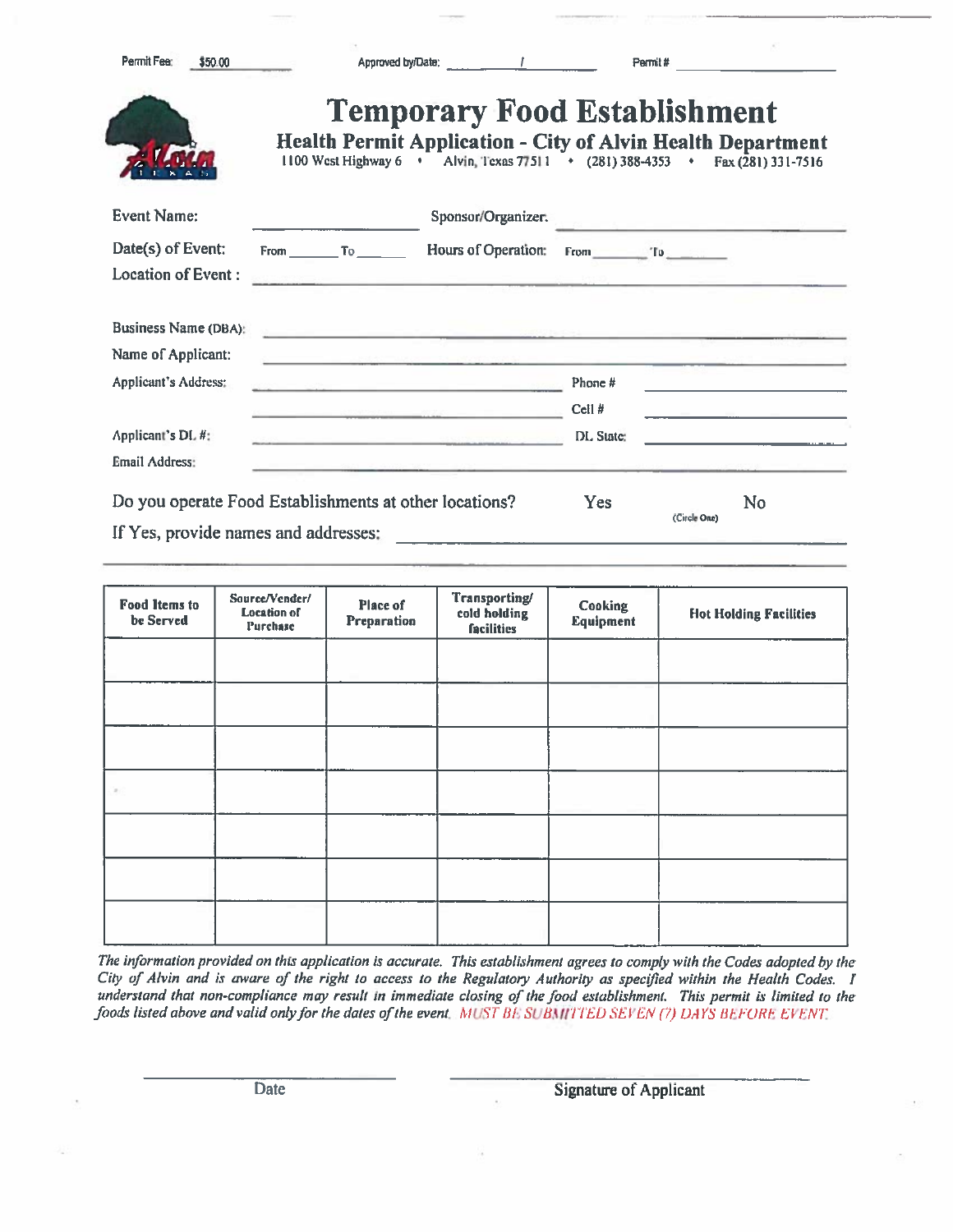Permit Fee: $50.00 Approved by/Date: ______ / ______ Permit # ______________

# Temporary Food Establishment

## Health Permit Application - City of Alvin Health Department

1100 West Highway 6 • Alvin, Texas 77511 • (281) 388-4353 • Fax (281) 331-7516

Event Name: ____________________ Sponsor/Organizer: ____________________

Date(s) of Event: From ______ To ______ Hours of Operation: From ______ To ______

Location of Event: ________________________________________

Business Name (DBA): ________________________________________

Name of Applicant: ________________________________________

Applicant's Address: ____________________ Phone # ____________________

____________________ Cell # ____________________

Applicant's DL #: ____________________ DL State: ____________________

Email Address: ________________________________________

Do you operate Food Establishments at other locations? Yes No (Circle One)

If Yes, provide names and addresses: ________________________________________

________________________________________

| Food Items to be Served | Source/Vender/ Location of Purchase | Place of Preparation | Transporting/ cold holding facilities | Cooking Equipment | Hot Holding Facilities |
|---|---|---|---|---|---|
| | | | | | |
| | | | | | |
| | | | | | |
| | | | | | |
| | | | | | |
| | | | | | |
| | | | | | |

*The information provided on this application is accurate. This establishment agrees to comply with the Codes adopted by the City of Alvin and is aware of the right to access to the Regulatory Authority as specified within the Health Codes. I understand that non-compliance may result in immediate closing of the food establishment. This permit is limited to the foods listed above and valid only for the dates of the event.* *MUST BE SUBMITTED SEVEN (7) DAYS BEFORE EVENT.*

______________________ Date

______________________ Signature of Applicant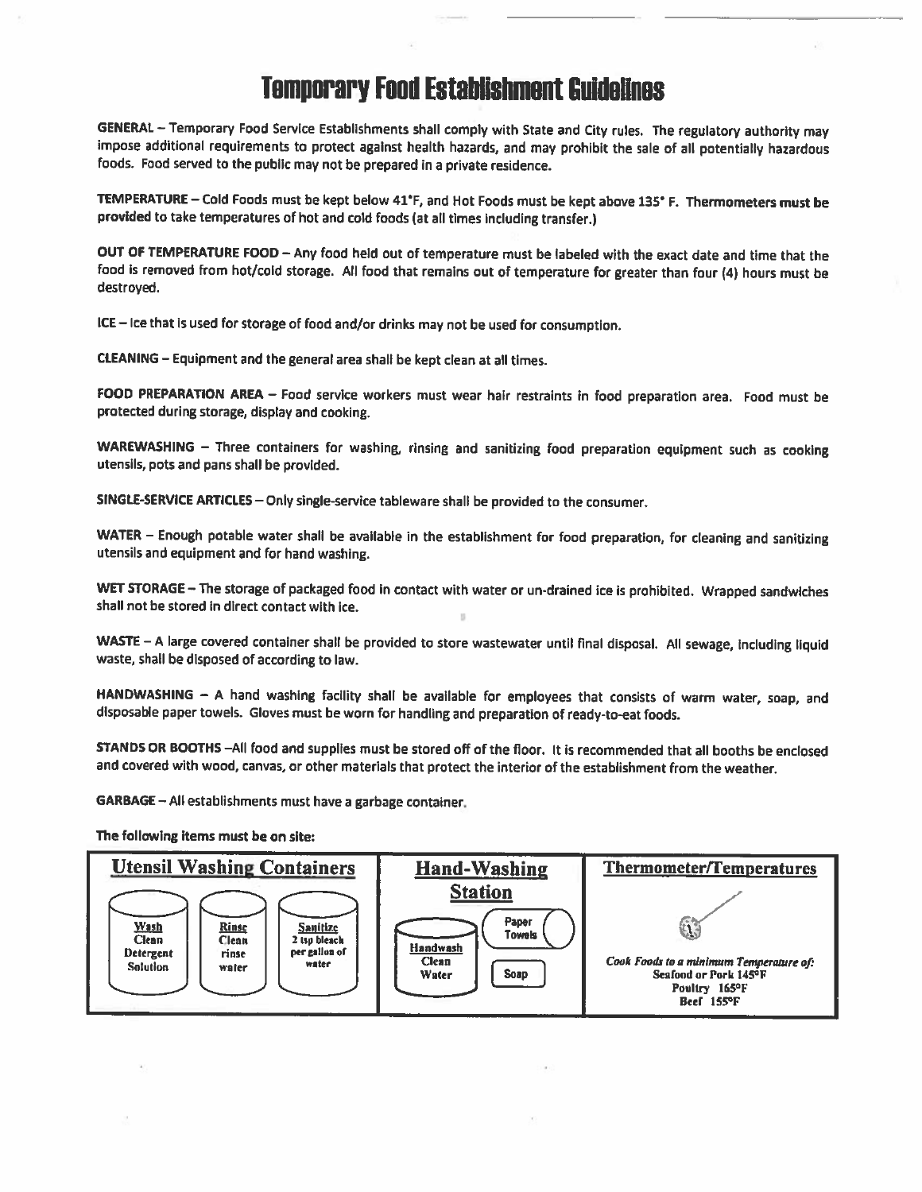# Temporary Food Establishment Guidelines

**GENERAL** – Temporary Food Service Establishments shall comply with State and City rules. The regulatory authority may impose additional requirements to protect against health hazards, and may prohibit the sale of all potentially hazardous foods. Food served to the public may not be prepared in a private residence.

**TEMPERATURE** – Cold Foods must be kept below 41°F, and Hot Foods must be kept above 135° F. **Thermometers must be provided** to take temperatures of hot and cold foods (at all times including transfer.)

**OUT OF TEMPERATURE FOOD** – Any food held out of temperature must be labeled with the exact date and time that the food is removed from hot/cold storage. All food that remains out of temperature for greater than four (4) hours must be destroyed.

**ICE** – Ice that is used for storage of food and/or drinks may not be used for consumption.

**CLEANING** – Equipment and the general area shall be kept clean at all times.

**FOOD PREPARATION AREA** – Food service workers must wear hair restraints in food preparation area. Food must be protected during storage, display and cooking.

**WAREWASHING** – Three containers for washing, rinsing and sanitizing food preparation equipment such as cooking utensils, pots and pans shall be provided.

**SINGLE-SERVICE ARTICLES** – Only single-service tableware shall be provided to the consumer.

**WATER** – Enough potable water shall be available in the establishment for food preparation, for cleaning and sanitizing utensils and equipment and for hand washing.

**WET STORAGE** – The storage of packaged food in contact with water or un-drained ice is prohibited. Wrapped sandwiches shall not be stored in direct contact with ice.

**WASTE** – A large covered container shall be provided to store wastewater until final disposal. All sewage, including liquid waste, shall be disposed of according to law.

**HANDWASHING** – A hand washing facility shall be available for employees that consists of warm water, soap, and disposable paper towels. Gloves must be worn for handling and preparation of ready-to-eat foods.

**STANDS OR BOOTHS** – All food and supplies must be stored off of the floor. It is recommended that all booths be enclosed and covered with wood, canvas, or other materials that protect the interior of the establishment from the weather.

**GARBAGE** – All establishments must have a garbage container.

**The following items must be on site:**

| Utensil Washing Containers | Hand-Washing Station | Thermometer/Temperatures |
|---|---|---|
| **Wash** Clean Detergent Solution; **Rinse** Clean rinse water; **Sanitize** 2 tsp bleach per gallon of water | **Handwash** Clean Water; Paper Towels; Soap | *Cook Foods to a minimum Temperature of:* Seafood or Pork 145°F; Poultry 165°F; Beef 155°F |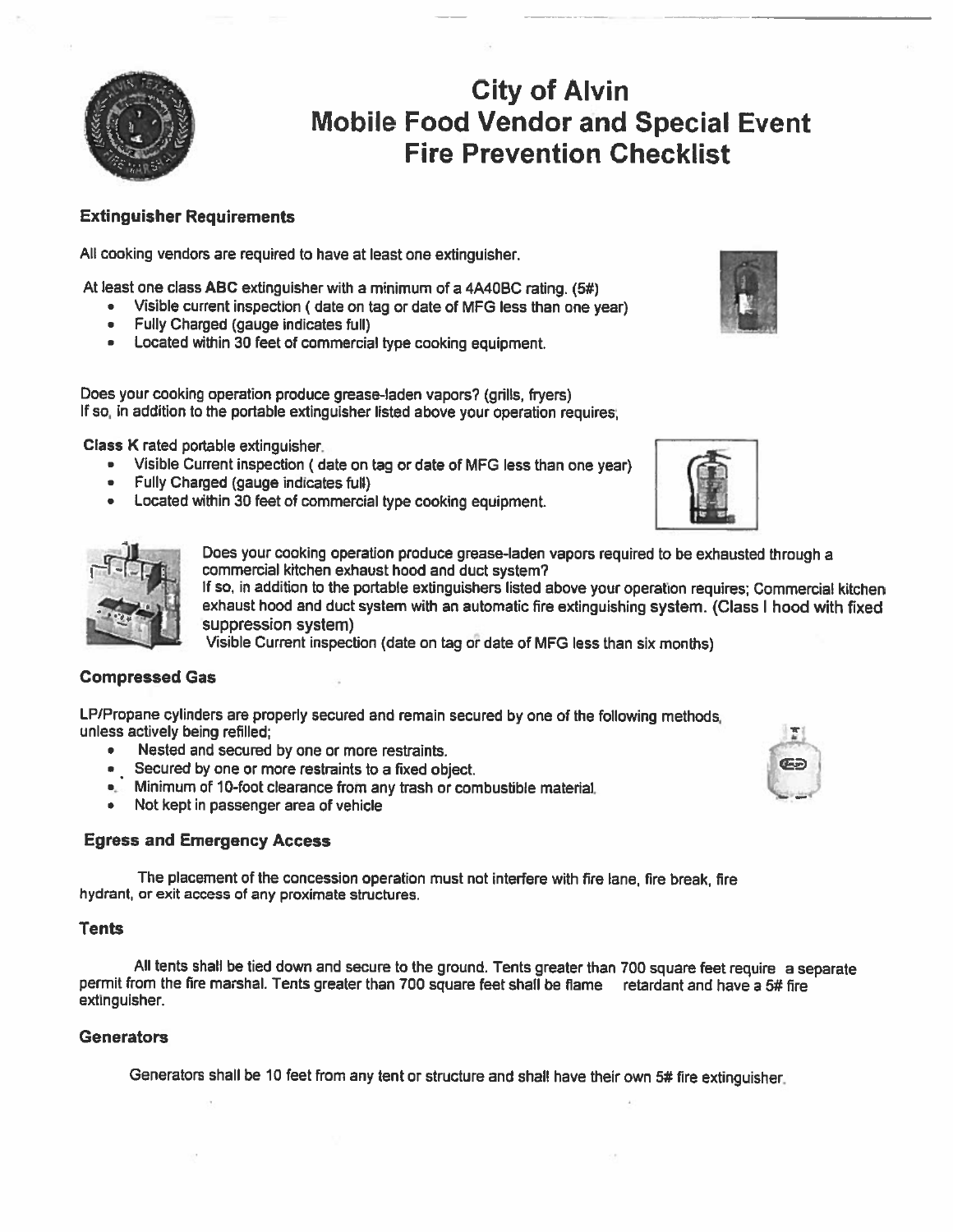# City of Alvin
# Mobile Food Vendor and Special Event Fire Prevention Checklist

### Extinguisher Requirements

All cooking vendors are required to have at least one extinguisher.

At least one class **ABC** extinguisher with a minimum of a 4A40BC rating. (5#)

- Visible current inspection ( date on tag or date of MFG less than one year)
- Fully Charged (gauge indicates full)
- Located within 30 feet of commercial type cooking equipment.

Does your cooking operation produce grease-laden vapors? (grills, fryers)
If so, in addition to the portable extinguisher listed above your operation requires;

**Class K** rated portable extinguisher.

- Visible Current inspection ( date on tag or date of MFG less than one year)
- Fully Charged (gauge indicates full)
- Located within 30 feet of commercial type cooking equipment.

Does your cooking operation produce grease-laden vapors required to be exhausted through a commercial kitchen exhaust hood and duct system?
If so, in addition to the portable extinguishers listed above your operation requires; Commercial kitchen exhaust hood and duct system with an automatic fire extinguishing system. (Class I hood with fixed suppression system)
Visible Current inspection (date on tag or date of MFG less than six months)

### Compressed Gas

LP/Propane cylinders are properly secured and remain secured by one of the following methods, unless actively being refilled;

- Nested and secured by one or more restraints.
- Secured by one or more restraints to a fixed object.
- Minimum of 10-foot clearance from any trash or combustible material.
- Not kept in passenger area of vehicle

### Egress and Emergency Access

The placement of the concession operation must not interfere with fire lane, fire break, fire hydrant, or exit access of any proximate structures.

### Tents

All tents shall be tied down and secure to the ground. Tents greater than 700 square feet require a separate permit from the fire marshal. Tents greater than 700 square feet shall be flame retardant and have a 5# fire extinguisher.

### Generators

Generators shall be 10 feet from any tent or structure and shall have their own 5# fire extinguisher.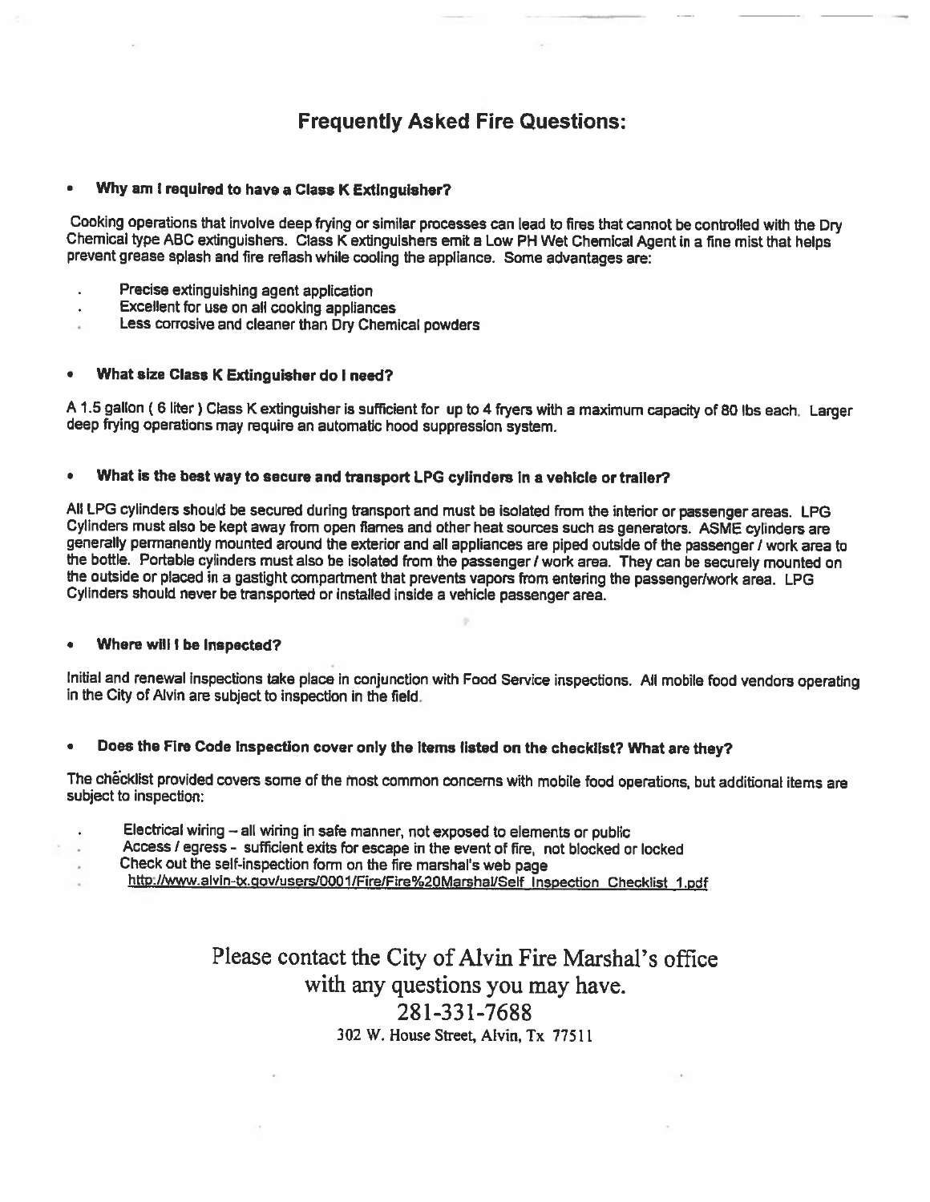# Frequently Asked Fire Questions:

- **Why am I required to have a Class K Extinguisher?**

Cooking operations that involve deep frying or similar processes can lead to fires that cannot be controlled with the Dry Chemical type ABC extinguishers. Class K extinguishers emit a Low PH Wet Chemical Agent in a fine mist that helps prevent grease splash and fire reflash while cooling the appliance. Some advantages are:

- Precise extinguishing agent application
- Excellent for use on all cooking appliances
- Less corrosive and cleaner than Dry Chemical powders

- **What size Class K Extinguisher do I need?**

A 1.5 gallon ( 6 liter ) Class K extinguisher is sufficient for up to 4 fryers with a maximum capacity of 80 lbs each. Larger deep frying operations may require an automatic hood suppression system.

- **What is the best way to secure and transport LPG cylinders in a vehicle or trailer?**

All LPG cylinders should be secured during transport and must be isolated from the interior or passenger areas. LPG Cylinders must also be kept away from open flames and other heat sources such as generators. ASME cylinders are generally permanently mounted around the exterior and all appliances are piped outside of the passenger / work area to the bottle. Portable cylinders must also be isolated from the passenger / work area. They can be securely mounted on the outside or placed in a gastight compartment that prevents vapors from entering the passenger/work area. LPG Cylinders should never be transported or installed inside a vehicle passenger area.

- **Where will I be Inspected?**

Initial and renewal inspections take place in conjunction with Food Service inspections. All mobile food vendors operating in the City of Alvin are subject to inspection in the field.

- **Does the Fire Code Inspection cover only the items listed on the checklist? What are they?**

The checklist provided covers some of the most common concerns with mobile food operations, but additional items are subject to inspection:

- Electrical wiring – all wiring in safe manner, not exposed to elements or public
- Access / egress - sufficient exits for escape in the event of fire, not blocked or locked
- Check out the self-inspection form on the fire marshal's web page
- http://www.alvin-tx.gov/users/0001/Fire/Fire%20Marshal/Self_Inspection_Checklist_1.pdf

Please contact the City of Alvin Fire Marshal's office with any questions you may have.

281-331-7688

302 W. House Street, Alvin, Tx 77511